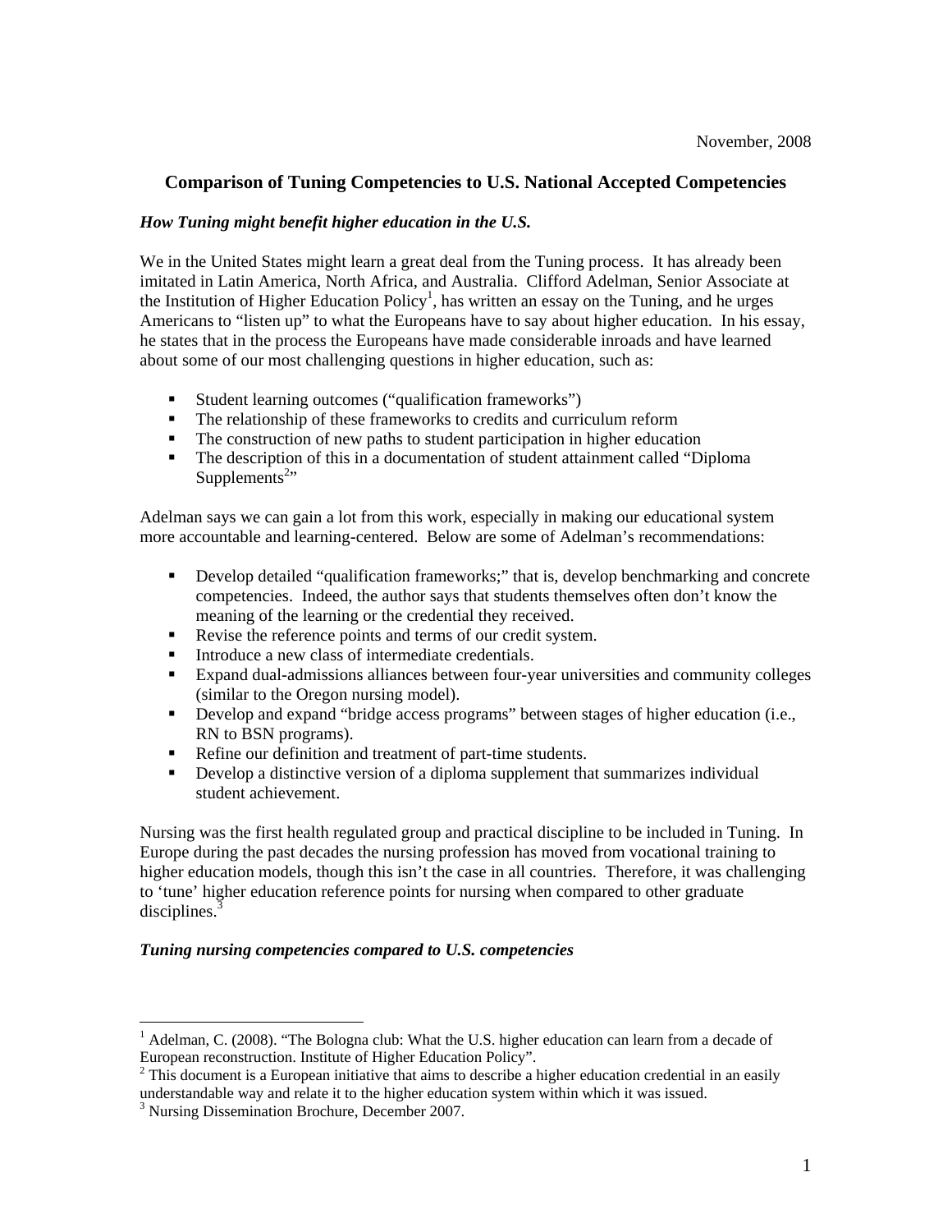November, 2008

# Comparison of Tuning Competencies to U.S. National Accepted Competencies

### *How Tuning might benefit higher education in the U.S.*

We in the United States might learn a great deal from the Tuning process. It has already been imitated in Latin America, North Africa, and Australia. Clifford Adelman, Senior Associate at the Institution of Higher Education Policy[1], has written an essay on the Tuning, and he urges Americans to "listen up" to what the Europeans have to say about higher education. In his essay, he states that in the process the Europeans have made considerable inroads and have learned about some of our most challenging questions in higher education, such as:

- Student learning outcomes ("qualification frameworks")
- The relationship of these frameworks to credits and curriculum reform
- The construction of new paths to student participation in higher education
- The description of this in a documentation of student attainment called "Diploma Supplements[2]"

Adelman says we can gain a lot from this work, especially in making our educational system more accountable and learning-centered. Below are some of Adelman's recommendations:

- Develop detailed "qualification frameworks;" that is, develop benchmarking and concrete competencies. Indeed, the author says that students themselves often don't know the meaning of the learning or the credential they received.
- Revise the reference points and terms of our credit system.
- Introduce a new class of intermediate credentials.
- Expand dual-admissions alliances between four-year universities and community colleges (similar to the Oregon nursing model).
- Develop and expand "bridge access programs" between stages of higher education (i.e., RN to BSN programs).
- Refine our definition and treatment of part-time students.
- Develop a distinctive version of a diploma supplement that summarizes individual student achievement.

Nursing was the first health regulated group and practical discipline to be included in Tuning. In Europe during the past decades the nursing profession has moved from vocational training to higher education models, though this isn't the case in all countries. Therefore, it was challenging to 'tune' higher education reference points for nursing when compared to other graduate disciplines.[3]

### *Tuning nursing competencies compared to U.S. competencies*

---

[1] Adelman, C. (2008). "The Bologna club: What the U.S. higher education can learn from a decade of European reconstruction. Institute of Higher Education Policy".

[2] This document is a European initiative that aims to describe a higher education credential in an easily understandable way and relate it to the higher education system within which it was issued.

[3] Nursing Dissemination Brochure, December 2007.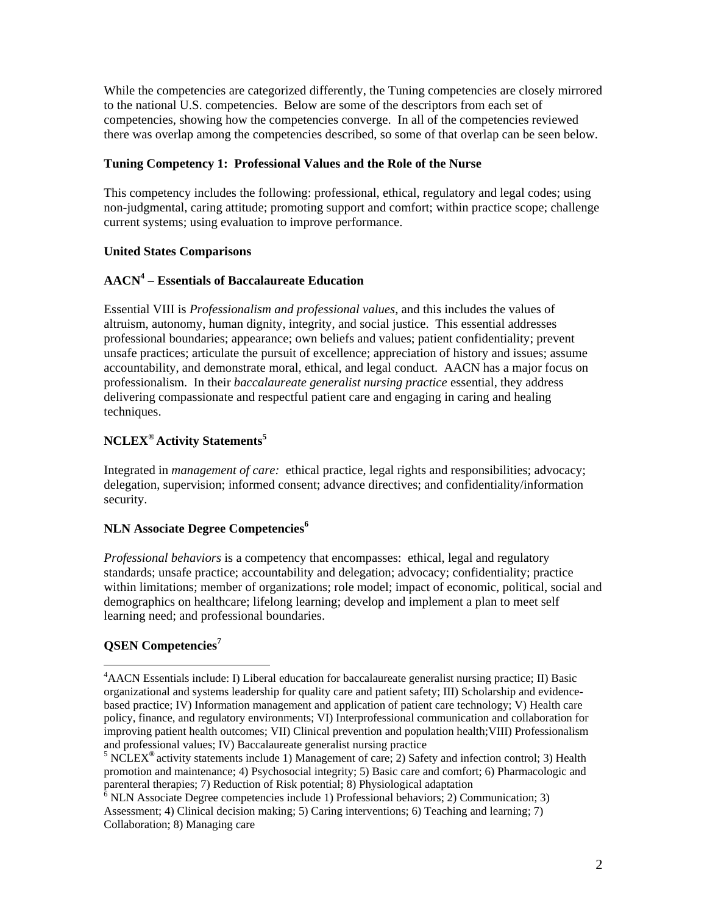While the competencies are categorized differently, the Tuning competencies are closely mirrored to the national U.S. competencies. Below are some of the descriptors from each set of competencies, showing how the competencies converge. In all of the competencies reviewed there was overlap among the competencies described, so some of that overlap can be seen below.

**Tuning Competency 1: Professional Values and the Role of the Nurse**

This competency includes the following: professional, ethical, regulatory and legal codes; using non-judgmental, caring attitude; promoting support and comfort; within practice scope; challenge current systems; using evaluation to improve performance.

**United States Comparisons**

**AACN[4] – Essentials of Baccalaureate Education**

Essential VIII is *Professionalism and professional values*, and this includes the values of altruism, autonomy, human dignity, integrity, and social justice. This essential addresses professional boundaries; appearance; own beliefs and values; patient confidentiality; prevent unsafe practices; articulate the pursuit of excellence; appreciation of history and issues; assume accountability, and demonstrate moral, ethical, and legal conduct. AACN has a major focus on professionalism. In their *baccalaureate generalist nursing practice* essential, they address delivering compassionate and respectful patient care and engaging in caring and healing techniques.

**NCLEX® Activity Statements[5]**

Integrated in *management of care:* ethical practice, legal rights and responsibilities; advocacy; delegation, supervision; informed consent; advance directives; and confidentiality/information security.

**NLN Associate Degree Competencies[6]**

*Professional behaviors* is a competency that encompasses: ethical, legal and regulatory standards; unsafe practice; accountability and delegation; advocacy; confidentiality; practice within limitations; member of organizations; role model; impact of economic, political, social and demographics on healthcare; lifelong learning; develop and implement a plan to meet self learning need; and professional boundaries.

**QSEN Competencies[7]**

---

[4] AACN Essentials include: I) Liberal education for baccalaureate generalist nursing practice; II) Basic organizational and systems leadership for quality care and patient safety; III) Scholarship and evidence-based practice; IV) Information management and application of patient care technology; V) Health care policy, finance, and regulatory environments; VI) Interprofessional communication and collaboration for improving patient health outcomes; VII) Clinical prevention and population health;VIII) Professionalism and professional values; IV) Baccalaureate generalist nursing practice

[5] NCLEX® activity statements include 1) Management of care; 2) Safety and infection control; 3) Health promotion and maintenance; 4) Psychosocial integrity; 5) Basic care and comfort; 6) Pharmacologic and parenteral therapies; 7) Reduction of Risk potential; 8) Physiological adaptation

[6] NLN Associate Degree competencies include 1) Professional behaviors; 2) Communication; 3) Assessment; 4) Clinical decision making; 5) Caring interventions; 6) Teaching and learning; 7) Collaboration; 8) Managing care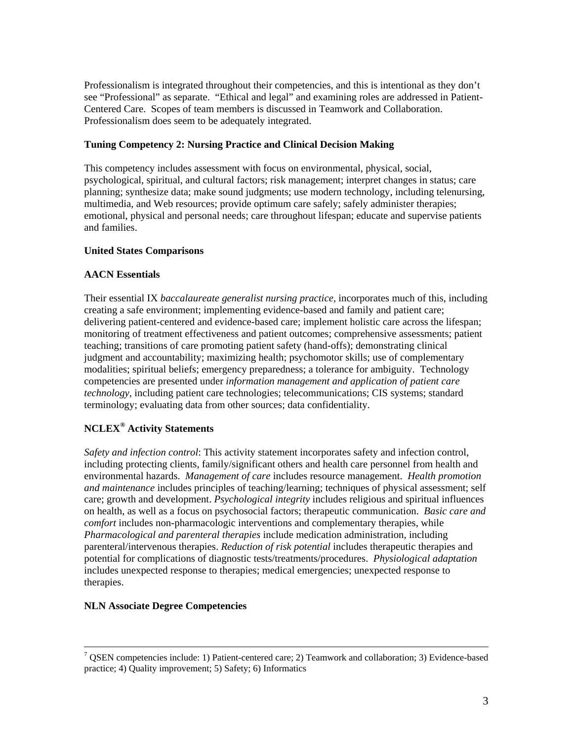Professionalism is integrated throughout their competencies, and this is intentional as they don't see "Professional" as separate. "Ethical and legal" and examining roles are addressed in Patient-Centered Care. Scopes of team members is discussed in Teamwork and Collaboration. Professionalism does seem to be adequately integrated.

**Tuning Competency 2: Nursing Practice and Clinical Decision Making**

This competency includes assessment with focus on environmental, physical, social, psychological, spiritual, and cultural factors; risk management; interpret changes in status; care planning; synthesize data; make sound judgments; use modern technology, including telenursing, multimedia, and Web resources; provide optimum care safely; safely administer therapies; emotional, physical and personal needs; care throughout lifespan; educate and supervise patients and families.

**United States Comparisons**

**AACN Essentials**

Their essential IX *baccalaureate generalist nursing practice*, incorporates much of this, including creating a safe environment; implementing evidence-based and family and patient care; delivering patient-centered and evidence-based care; implement holistic care across the lifespan; monitoring of treatment effectiveness and patient outcomes; comprehensive assessments; patient teaching; transitions of care promoting patient safety (hand-offs); demonstrating clinical judgment and accountability; maximizing health; psychomotor skills; use of complementary modalities; spiritual beliefs; emergency preparedness; a tolerance for ambiguity. Technology competencies are presented under *information management and application of patient care technology*, including patient care technologies; telecommunications; CIS systems; standard terminology; evaluating data from other sources; data confidentiality.

**NCLEX® Activity Statements**

*Safety and infection control*: This activity statement incorporates safety and infection control, including protecting clients, family/significant others and health care personnel from health and environmental hazards. *Management of care* includes resource management. *Health promotion and maintenance* includes principles of teaching/learning; techniques of physical assessment; self care; growth and development. *Psychological integrity* includes religious and spiritual influences on health, as well as a focus on psychosocial factors; therapeutic communication. *Basic care and comfort* includes non-pharmacologic interventions and complementary therapies, while *Pharmacological and parenteral therapies* include medication administration, including parenteral/intervenous therapies. *Reduction of risk potential* includes therapeutic therapies and potential for complications of diagnostic tests/treatments/procedures. *Physiological adaptation* includes unexpected response to therapies; medical emergencies; unexpected response to therapies.

**NLN Associate Degree Competencies**

---

[7] QSEN competencies include: 1) Patient-centered care; 2) Teamwork and collaboration; 3) Evidence-based practice; 4) Quality improvement; 5) Safety; 6) Informatics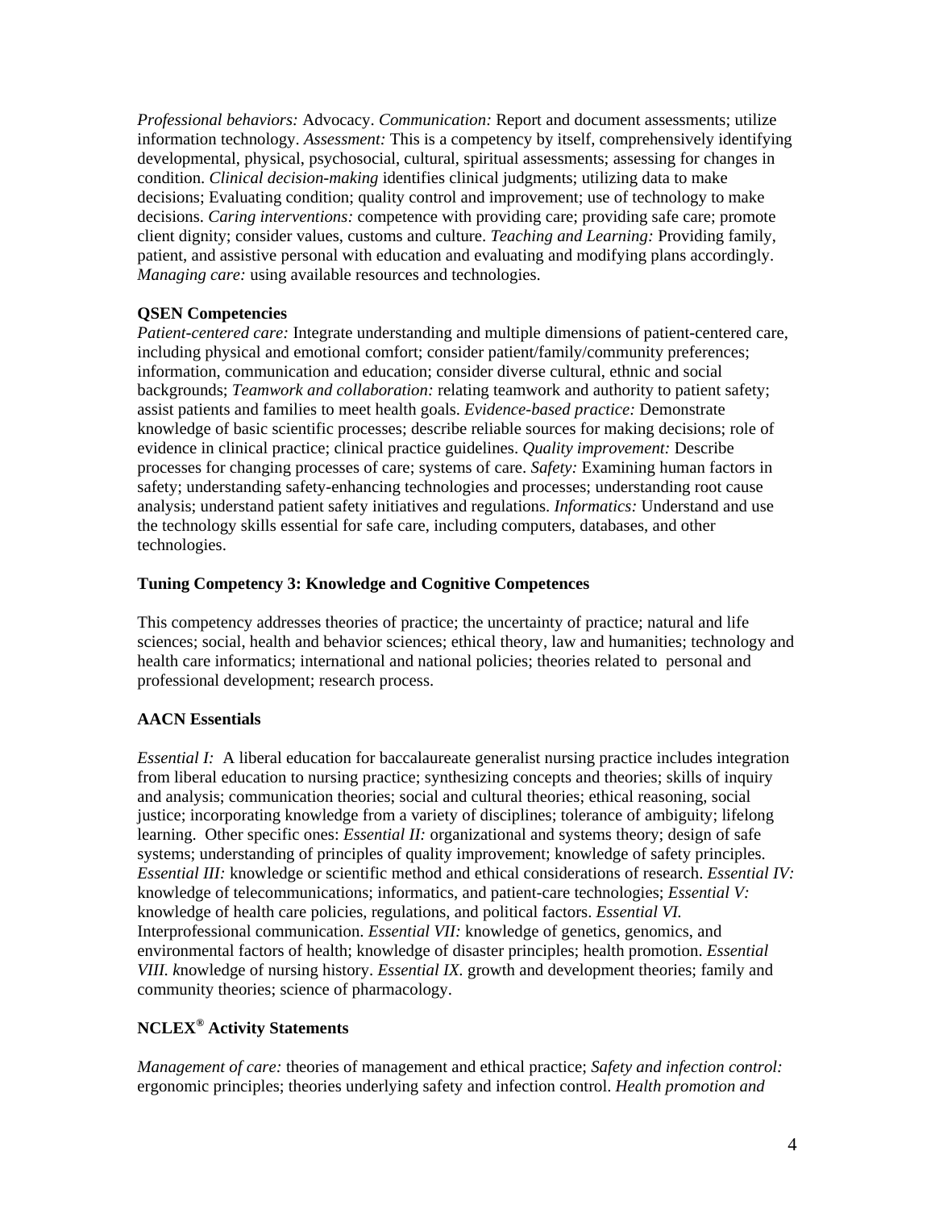*Professional behaviors:* Advocacy. *Communication:* Report and document assessments; utilize information technology. *Assessment:* This is a competency by itself, comprehensively identifying developmental, physical, psychosocial, cultural, spiritual assessments; assessing for changes in condition. *Clinical decision-making* identifies clinical judgments; utilizing data to make decisions; Evaluating condition; quality control and improvement; use of technology to make decisions. *Caring interventions:* competence with providing care; providing safe care; promote client dignity; consider values, customs and culture. *Teaching and Learning:* Providing family, patient, and assistive personal with education and evaluating and modifying plans accordingly. *Managing care:* using available resources and technologies.

**QSEN Competencies**

*Patient-centered care:* Integrate understanding and multiple dimensions of patient-centered care, including physical and emotional comfort; consider patient/family/community preferences; information, communication and education; consider diverse cultural, ethnic and social backgrounds; *Teamwork and collaboration:* relating teamwork and authority to patient safety; assist patients and families to meet health goals. *Evidence-based practice:* Demonstrate knowledge of basic scientific processes; describe reliable sources for making decisions; role of evidence in clinical practice; clinical practice guidelines. *Quality improvement:* Describe processes for changing processes of care; systems of care. *Safety:* Examining human factors in safety; understanding safety-enhancing technologies and processes; understanding root cause analysis; understand patient safety initiatives and regulations. *Informatics:* Understand and use the technology skills essential for safe care, including computers, databases, and other technologies.

**Tuning Competency 3: Knowledge and Cognitive Competences**

This competency addresses theories of practice; the uncertainty of practice; natural and life sciences; social, health and behavior sciences; ethical theory, law and humanities; technology and health care informatics; international and national policies; theories related to personal and professional development; research process.

**AACN Essentials**

*Essential I:* A liberal education for baccalaureate generalist nursing practice includes integration from liberal education to nursing practice; synthesizing concepts and theories; skills of inquiry and analysis; communication theories; social and cultural theories; ethical reasoning, social justice; incorporating knowledge from a variety of disciplines; tolerance of ambiguity; lifelong learning. Other specific ones: *Essential II:* organizational and systems theory; design of safe systems; understanding of principles of quality improvement; knowledge of safety principles. *Essential III:* knowledge or scientific method and ethical considerations of research. *Essential IV:* knowledge of telecommunications; informatics, and patient-care technologies; *Essential V:* knowledge of health care policies, regulations, and political factors. *Essential VI.* Interprofessional communication. *Essential VII:* knowledge of genetics, genomics, and environmental factors of health; knowledge of disaster principles; health promotion. *Essential VIII. k*nowledge of nursing history. *Essential IX*. growth and development theories; family and community theories; science of pharmacology.

**NCLEX® Activity Statements**

*Management of care:* theories of management and ethical practice; *Safety and infection control:* ergonomic principles; theories underlying safety and infection control. *Health promotion and*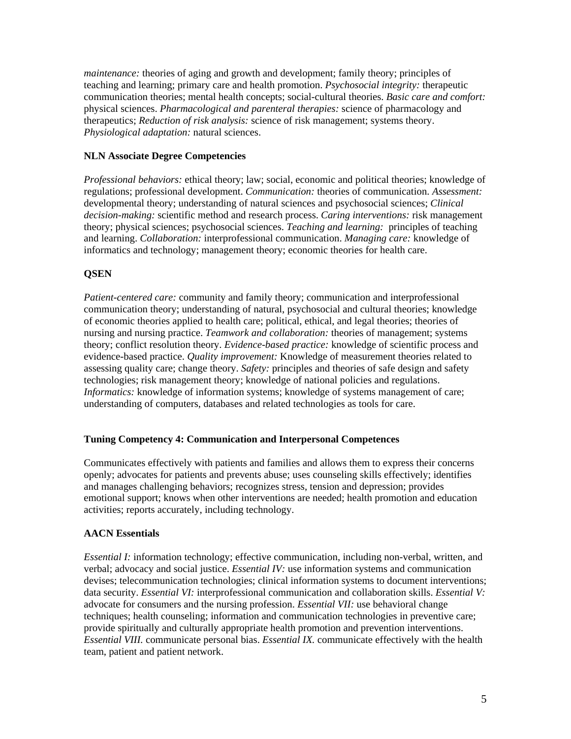*maintenance:* theories of aging and growth and development; family theory; principles of teaching and learning; primary care and health promotion. *Psychosocial integrity:* therapeutic communication theories; mental health concepts; social-cultural theories. *Basic care and comfort:* physical sciences. *Pharmacological and parenteral therapies:* science of pharmacology and therapeutics; *Reduction of risk analysis:* science of risk management; systems theory. *Physiological adaptation:* natural sciences.

**NLN Associate Degree Competencies**

*Professional behaviors:* ethical theory; law; social, economic and political theories; knowledge of regulations; professional development. *Communication:* theories of communication. *Assessment:* developmental theory; understanding of natural sciences and psychosocial sciences; *Clinical decision-making:* scientific method and research process. *Caring interventions:* risk management theory; physical sciences; psychosocial sciences. *Teaching and learning:* principles of teaching and learning. *Collaboration:* interprofessional communication. *Managing care:* knowledge of informatics and technology; management theory; economic theories for health care.

**QSEN**

*Patient-centered care:* community and family theory; communication and interprofessional communication theory; understanding of natural, psychosocial and cultural theories; knowledge of economic theories applied to health care; political, ethical, and legal theories; theories of nursing and nursing practice. *Teamwork and collaboration:* theories of management; systems theory; conflict resolution theory. *Evidence-based practice:* knowledge of scientific process and evidence-based practice. *Quality improvement:* Knowledge of measurement theories related to assessing quality care; change theory. *Safety:* principles and theories of safe design and safety technologies; risk management theory; knowledge of national policies and regulations. *Informatics:* knowledge of information systems; knowledge of systems management of care; understanding of computers, databases and related technologies as tools for care.

**Tuning Competency 4: Communication and Interpersonal Competences**

Communicates effectively with patients and families and allows them to express their concerns openly; advocates for patients and prevents abuse; uses counseling skills effectively; identifies and manages challenging behaviors; recognizes stress, tension and depression; provides emotional support; knows when other interventions are needed; health promotion and education activities; reports accurately, including technology.

**AACN Essentials**

*Essential I:* information technology; effective communication, including non-verbal, written, and verbal; advocacy and social justice. *Essential IV:* use information systems and communication devises; telecommunication technologies; clinical information systems to document interventions; data security. *Essential VI:* interprofessional communication and collaboration skills. *Essential V:* advocate for consumers and the nursing profession. *Essential VII:* use behavioral change techniques; health counseling; information and communication technologies in preventive care; provide spiritually and culturally appropriate health promotion and prevention interventions. *Essential VIII.* communicate personal bias. *Essential IX.* communicate effectively with the health team, patient and patient network.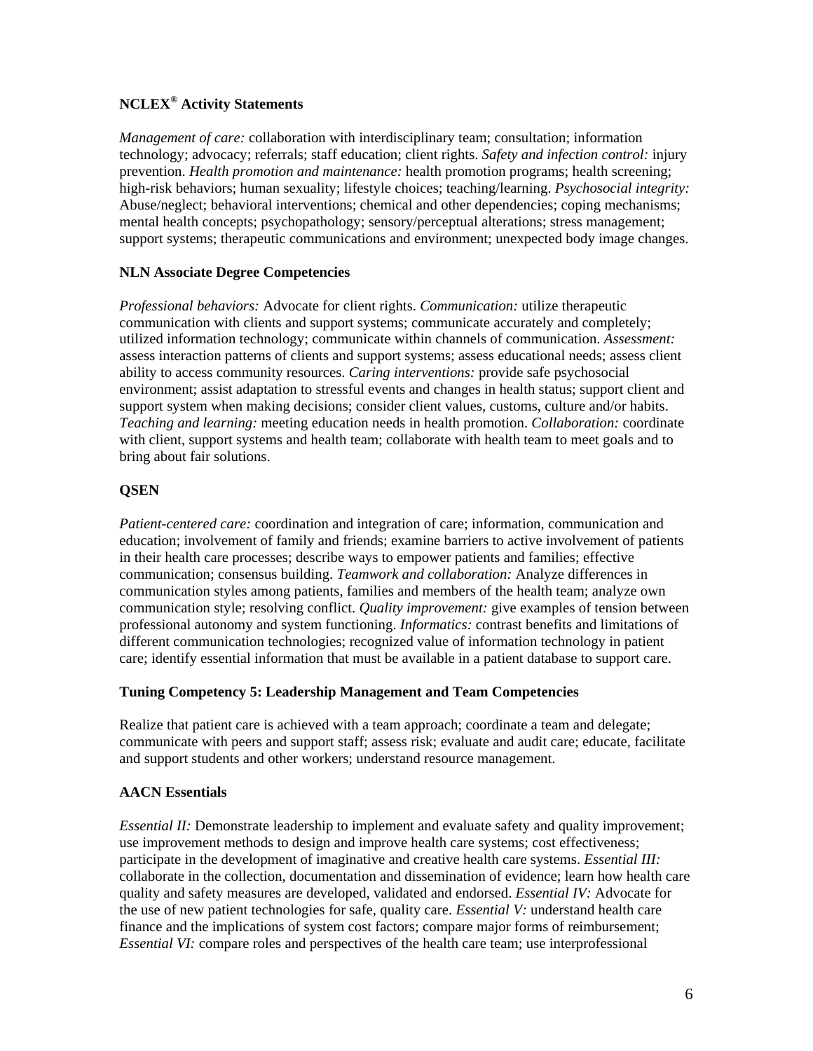**NCLEX® Activity Statements**

*Management of care:* collaboration with interdisciplinary team; consultation; information technology; advocacy; referrals; staff education; client rights. *Safety and infection control:* injury prevention. *Health promotion and maintenance:* health promotion programs; health screening; high-risk behaviors; human sexuality; lifestyle choices; teaching/learning. *Psychosocial integrity:* Abuse/neglect; behavioral interventions; chemical and other dependencies; coping mechanisms; mental health concepts; psychopathology; sensory/perceptual alterations; stress management; support systems; therapeutic communications and environment; unexpected body image changes.

**NLN Associate Degree Competencies**

*Professional behaviors:* Advocate for client rights. *Communication:* utilize therapeutic communication with clients and support systems; communicate accurately and completely; utilized information technology; communicate within channels of communication. *Assessment:* assess interaction patterns of clients and support systems; assess educational needs; assess client ability to access community resources. *Caring interventions:* provide safe psychosocial environment; assist adaptation to stressful events and changes in health status; support client and support system when making decisions; consider client values, customs, culture and/or habits. *Teaching and learning:* meeting education needs in health promotion. *Collaboration:* coordinate with client, support systems and health team; collaborate with health team to meet goals and to bring about fair solutions.

**QSEN**

*Patient-centered care:* coordination and integration of care; information, communication and education; involvement of family and friends; examine barriers to active involvement of patients in their health care processes; describe ways to empower patients and families; effective communication; consensus building. *Teamwork and collaboration:* Analyze differences in communication styles among patients, families and members of the health team; analyze own communication style; resolving conflict. *Quality improvement:* give examples of tension between professional autonomy and system functioning. *Informatics:* contrast benefits and limitations of different communication technologies; recognized value of information technology in patient care; identify essential information that must be available in a patient database to support care.

**Tuning Competency 5: Leadership Management and Team Competencies**

Realize that patient care is achieved with a team approach; coordinate a team and delegate; communicate with peers and support staff; assess risk; evaluate and audit care; educate, facilitate and support students and other workers; understand resource management.

**AACN Essentials**

*Essential II:* Demonstrate leadership to implement and evaluate safety and quality improvement; use improvement methods to design and improve health care systems; cost effectiveness; participate in the development of imaginative and creative health care systems. *Essential III:* collaborate in the collection, documentation and dissemination of evidence; learn how health care quality and safety measures are developed, validated and endorsed. *Essential IV:* Advocate for the use of new patient technologies for safe, quality care. *Essential V:* understand health care finance and the implications of system cost factors; compare major forms of reimbursement; *Essential VI:* compare roles and perspectives of the health care team; use interprofessional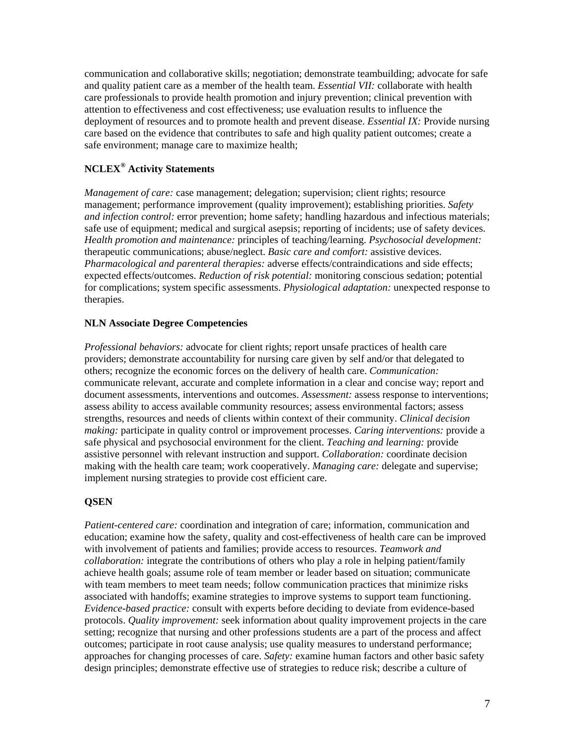communication and collaborative skills; negotiation; demonstrate teambuilding; advocate for safe and quality patient care as a member of the health team. *Essential VII:* collaborate with health care professionals to provide health promotion and injury prevention; clinical prevention with attention to effectiveness and cost effectiveness; use evaluation results to influence the deployment of resources and to promote health and prevent disease. *Essential IX:* Provide nursing care based on the evidence that contributes to safe and high quality patient outcomes; create a safe environment; manage care to maximize health;

**NCLEX® Activity Statements**

*Management of care:* case management; delegation; supervision; client rights; resource management; performance improvement (quality improvement); establishing priorities. *Safety and infection control:* error prevention; home safety; handling hazardous and infectious materials; safe use of equipment; medical and surgical asepsis; reporting of incidents; use of safety devices. *Health promotion and maintenance:* principles of teaching/learning. *Psychosocial development:* therapeutic communications; abuse/neglect. *Basic care and comfort:* assistive devices. *Pharmacological and parenteral therapies:* adverse effects/contraindications and side effects; expected effects/outcomes. *Reduction of risk potential:* monitoring conscious sedation; potential for complications; system specific assessments. *Physiological adaptation:* unexpected response to therapies.

**NLN Associate Degree Competencies**

*Professional behaviors:* advocate for client rights; report unsafe practices of health care providers; demonstrate accountability for nursing care given by self and/or that delegated to others; recognize the economic forces on the delivery of health care. *Communication:* communicate relevant, accurate and complete information in a clear and concise way; report and document assessments, interventions and outcomes. *Assessment:* assess response to interventions; assess ability to access available community resources; assess environmental factors; assess strengths, resources and needs of clients within context of their community. *Clinical decision making:* participate in quality control or improvement processes. *Caring interventions:* provide a safe physical and psychosocial environment for the client. *Teaching and learning:* provide assistive personnel with relevant instruction and support. *Collaboration:* coordinate decision making with the health care team; work cooperatively. *Managing care:* delegate and supervise; implement nursing strategies to provide cost efficient care.

**QSEN**

*Patient-centered care:* coordination and integration of care; information, communication and education; examine how the safety, quality and cost-effectiveness of health care can be improved with involvement of patients and families; provide access to resources. *Teamwork and collaboration:* integrate the contributions of others who play a role in helping patient/family achieve health goals; assume role of team member or leader based on situation; communicate with team members to meet team needs; follow communication practices that minimize risks associated with handoffs; examine strategies to improve systems to support team functioning. *Evidence-based practice:* consult with experts before deciding to deviate from evidence-based protocols. *Quality improvement:* seek information about quality improvement projects in the care setting; recognize that nursing and other professions students are a part of the process and affect outcomes; participate in root cause analysis; use quality measures to understand performance; approaches for changing processes of care. *Safety:* examine human factors and other basic safety design principles; demonstrate effective use of strategies to reduce risk; describe a culture of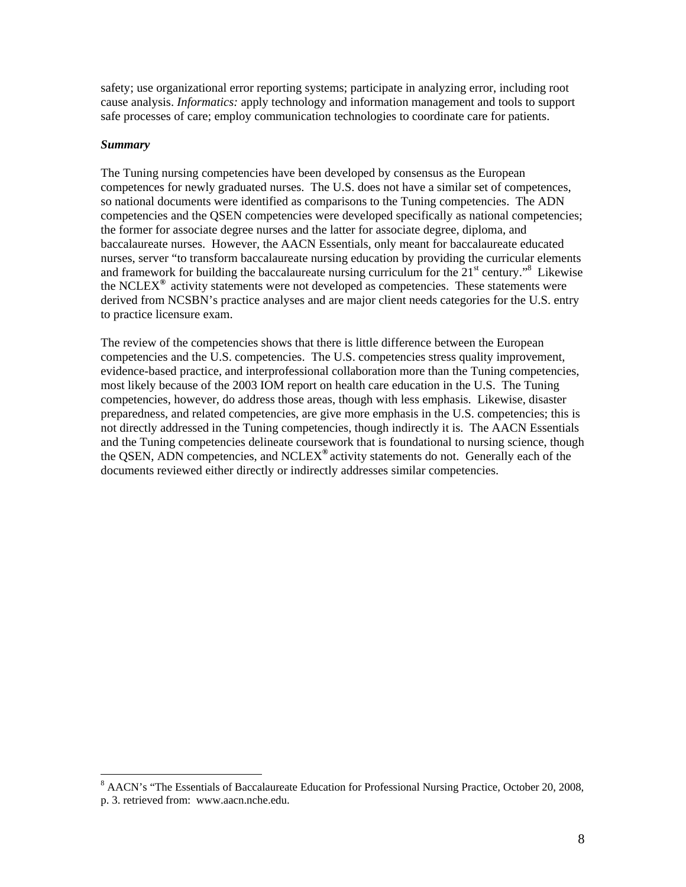safety; use organizational error reporting systems; participate in analyzing error, including root cause analysis. *Informatics:* apply technology and information management and tools to support safe processes of care; employ communication technologies to coordinate care for patients.

***Summary***

The Tuning nursing competencies have been developed by consensus as the European competences for newly graduated nurses. The U.S. does not have a similar set of competences, so national documents were identified as comparisons to the Tuning competencies. The ADN competencies and the QSEN competencies were developed specifically as national competencies; the former for associate degree nurses and the latter for associate degree, diploma, and baccalaureate nurses. However, the AACN Essentials, only meant for baccalaureate educated nurses, server "to transform baccalaureate nursing education by providing the curricular elements and framework for building the baccalaureate nursing curriculum for the 21st century."[8] Likewise the NCLEX® activity statements were not developed as competencies. These statements were derived from NCSBN's practice analyses and are major client needs categories for the U.S. entry to practice licensure exam.

The review of the competencies shows that there is little difference between the European competencies and the U.S. competencies. The U.S. competencies stress quality improvement, evidence-based practice, and interprofessional collaboration more than the Tuning competencies, most likely because of the 2003 IOM report on health care education in the U.S. The Tuning competencies, however, do address those areas, though with less emphasis. Likewise, disaster preparedness, and related competencies, are give more emphasis in the U.S. competencies; this is not directly addressed in the Tuning competencies, though indirectly it is. The AACN Essentials and the Tuning competencies delineate coursework that is foundational to nursing science, though the QSEN, ADN competencies, and NCLEX® activity statements do not. Generally each of the documents reviewed either directly or indirectly addresses similar competencies.

[8] AACN's "The Essentials of Baccalaureate Education for Professional Nursing Practice, October 20, 2008, p. 3. retrieved from: www.aacn.nche.edu.